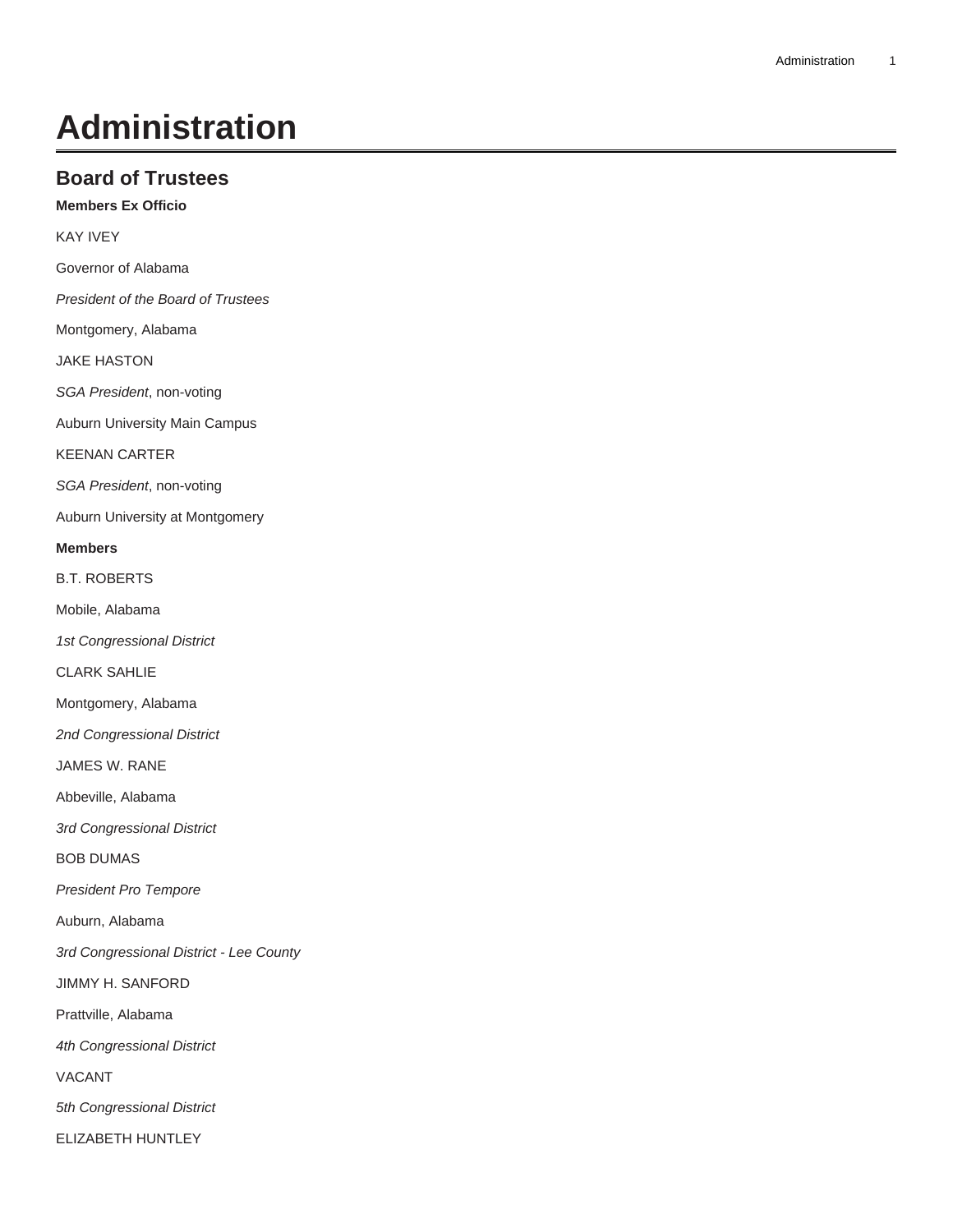# Administration

## Board of Trustees

**Members Ex Officio**

KAY IVEY

Governor of Alabama

*President of the Board of Trustees*

Montgomery, Alabama

JAKE HASTON

*SGA President*, non-voting

Auburn University Main Campus

KEENAN CARTER

*SGA President*, non-voting

Auburn University at Montgomery

**Members**

B.T. ROBERTS

Mobile, Alabama

*1st Congressional District*

CLARK SAHLIE

Montgomery, Alabama

*2nd Congressional District*

JAMES W. RANE

Abbeville, Alabama

*3rd Congressional District*

BOB DUMAS

*President Pro Tempore*

Auburn, Alabama

*3rd Congressional District - Lee County*

JIMMY H. SANFORD

Prattville, Alabama

*4th Congressional District*

VACANT

*5th Congressional District*

ELIZABETH HUNTLEY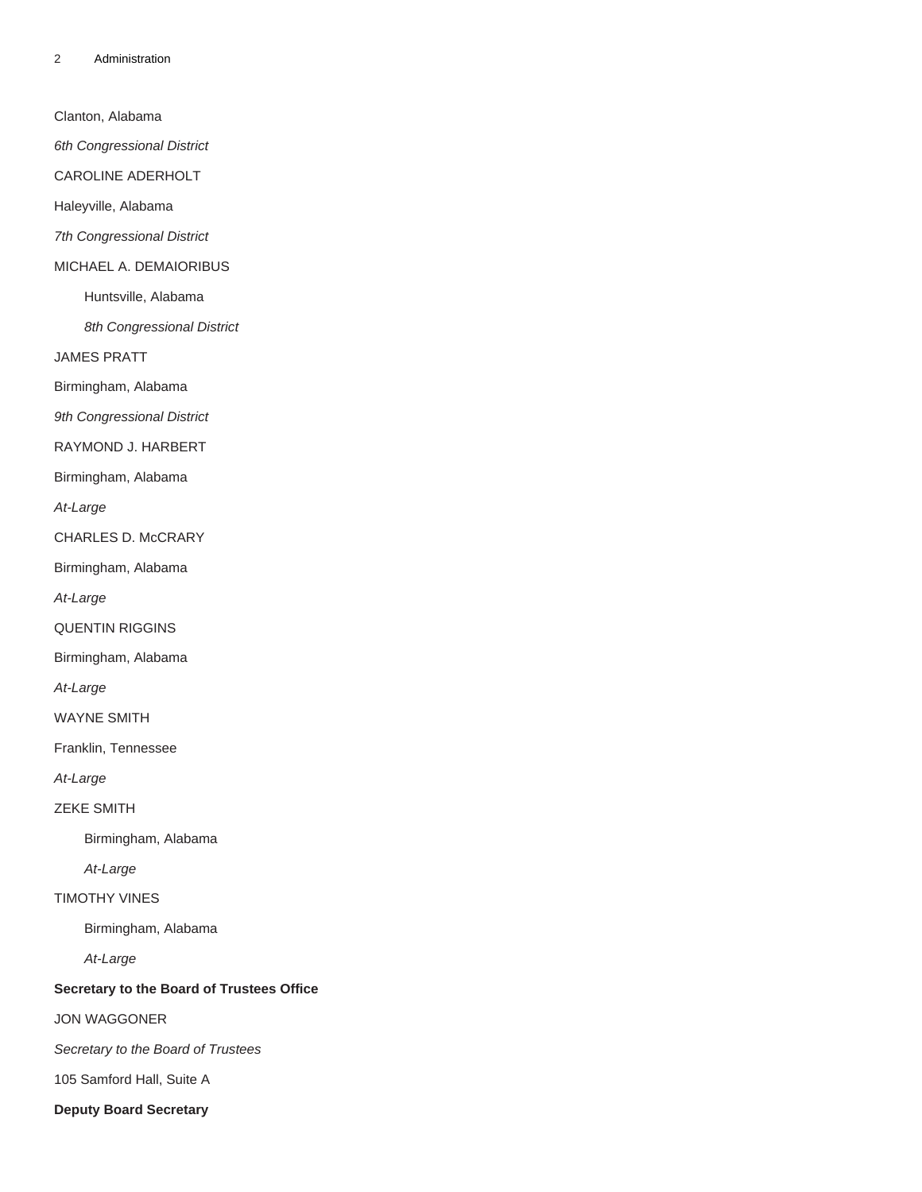Clanton, Alabama

*6th Congressional District*

CAROLINE ADERHOLT

Haleyville, Alabama

*7th Congressional District*

MICHAEL A. DEMAIORIBUS

Huntsville, Alabama

*8th Congressional District*

JAMES PRATT

Birmingham, Alabama

*9th Congressional District*

RAYMOND J. HARBERT

Birmingham, Alabama

*At-Large*

CHARLES D. McCRARY

Birmingham, Alabama

*At-Large*

QUENTIN RIGGINS

Birmingham, Alabama

*At-Large*

WAYNE SMITH

Franklin, Tennessee

*At-Large*

ZEKE SMITH

Birmingham, Alabama

*At-Large*

TIMOTHY VINES

Birmingham, Alabama

*At-Large*

**Secretary to the Board of Trustees Office**

JON WAGGONER

*Secretary to the Board of Trustees*

105 Samford Hall, Suite A

**Deputy Board Secretary**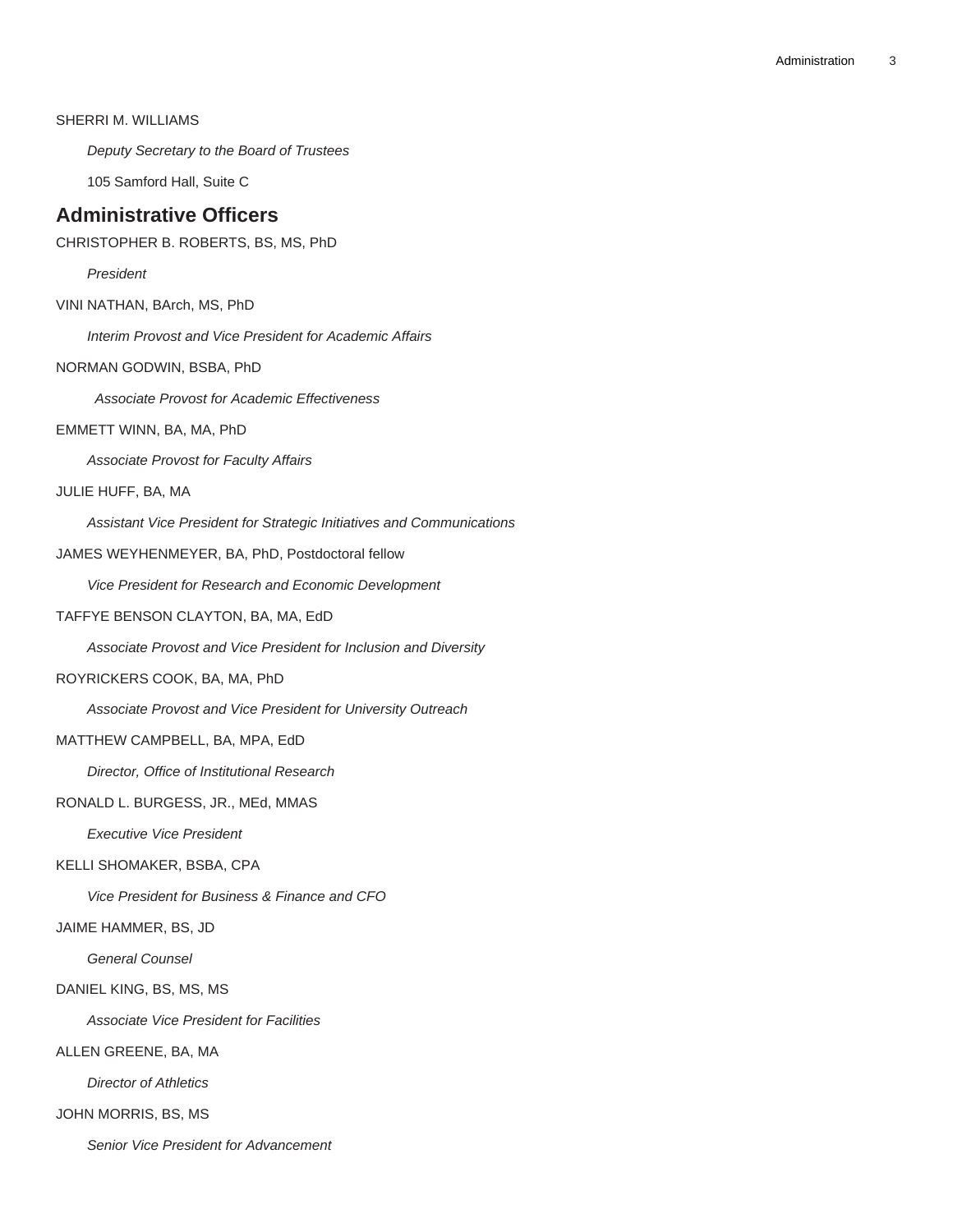SHERRI M. WILLIAMS

*Deputy Secretary to the Board of Trustees*

105 Samford Hall, Suite C

## Administrative Officers

CHRISTOPHER B. ROBERTS, BS, MS, PhD

*President*

VINI NATHAN, BArch, MS, PhD

*Interim Provost and Vice President for Academic Affairs*

NORMAN GODWIN, BSBA, PhD

*Associate Provost for Academic Effectiveness*

EMMETT WINN, BA, MA, PhD

*Associate Provost for Faculty Affairs*

JULIE HUFF, BA, MA

*Assistant Vice President for Strategic Initiatives and Communications*

JAMES WEYHENMEYER, BA, PhD, Postdoctoral fellow

*Vice President for Research and Economic Development*

TAFFYE BENSON CLAYTON, BA, MA, EdD

*Associate Provost and Vice President for Inclusion and Diversity*

ROYRICKERS COOK, BA, MA, PhD

*Associate Provost and Vice President for University Outreach*

MATTHEW CAMPBELL, BA, MPA, EdD

*Director, Office of Institutional Research*

RONALD L. BURGESS, JR., MEd, MMAS

*Executive Vice President*

KELLI SHOMAKER, BSBA, CPA

*Vice President for Business & Finance and CFO*

JAIME HAMMER, BS, JD

*General Counsel*

DANIEL KING, BS, MS, MS

*Associate Vice President for Facilities*

ALLEN GREENE, BA, MA

*Director of Athletics*

JOHN MORRIS, BS, MS

*Senior Vice President for Advancement*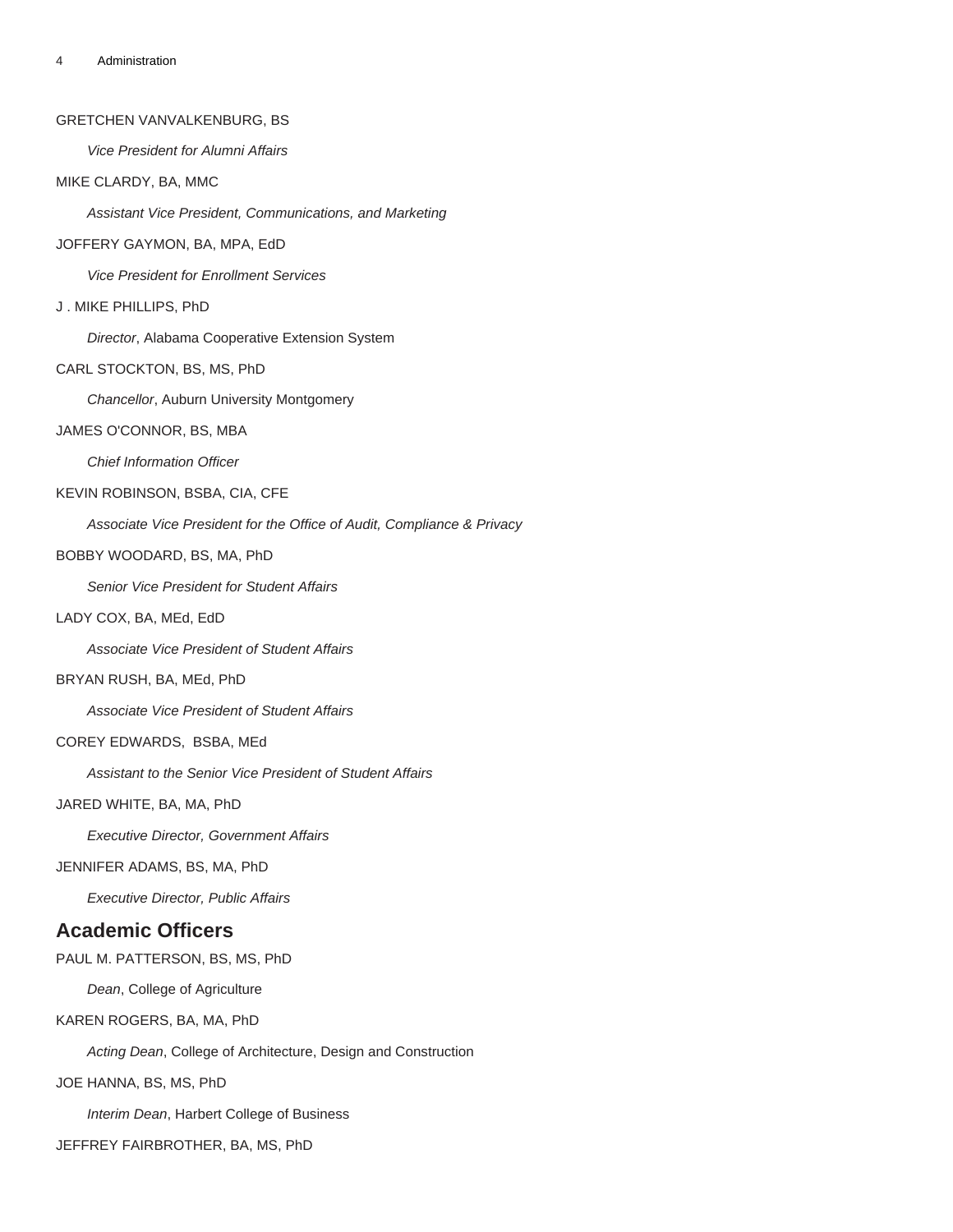GRETCHEN VANVALKENBURG, BS

*Vice President for Alumni Affairs*

MIKE CLARDY, BA, MMC

*Assistant Vice President, Communications, and Marketing*

JOFFERY GAYMON, BA, MPA, EdD

*Vice President for Enrollment Services*

J . MIKE PHILLIPS, PhD

*Director*, Alabama Cooperative Extension System

CARL STOCKTON, BS, MS, PhD

*Chancellor*, Auburn University Montgomery

JAMES O'CONNOR, BS, MBA

*Chief Information Officer*

KEVIN ROBINSON, BSBA, CIA, CFE

*Associate Vice President for the Office of Audit, Compliance & Privacy*

BOBBY WOODARD, BS, MA, PhD

*Senior Vice President for Student Affairs*

LADY COX, BA, MEd, EdD

*Associate Vice President of Student Affairs*

BRYAN RUSH, BA, MEd, PhD

*Associate Vice President of Student Affairs*

COREY EDWARDS, BSBA, MEd

*Assistant to the Senior Vice President of Student Affairs*

JARED WHITE, BA, MA, PhD

*Executive Director, Government Affairs*

JENNIFER ADAMS, BS, MA, PhD

*Executive Director, Public Affairs*

## Academic Officers

PAUL M. PATTERSON, BS, MS, PhD

*Dean*, College of Agriculture

KAREN ROGERS, BA, MA, PhD

*Acting Dean*, College of Architecture, Design and Construction

JOE HANNA, BS, MS, PhD

*Interim Dean*, Harbert College of Business

JEFFREY FAIRBROTHER, BA, MS, PhD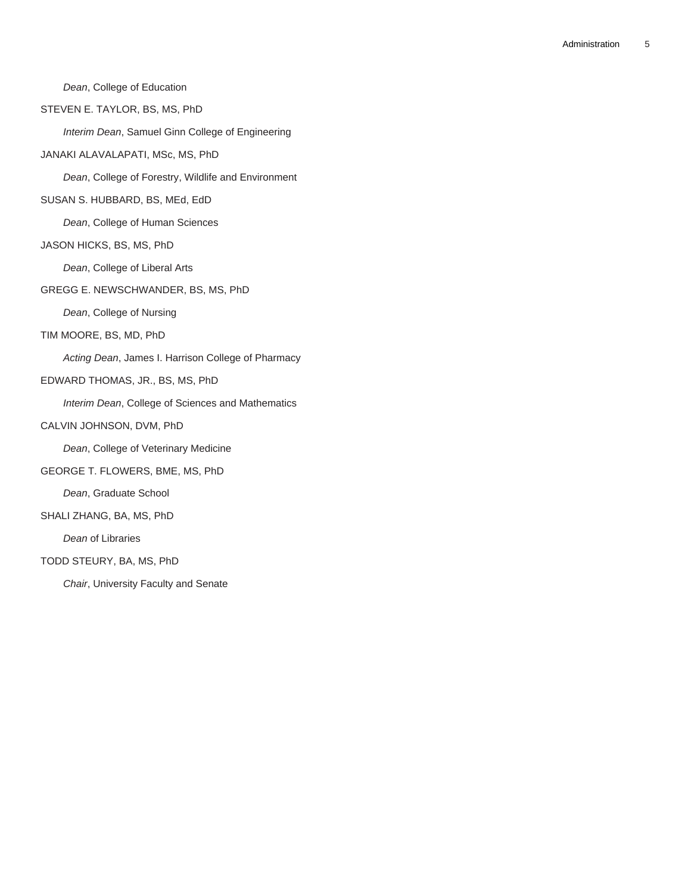*Dean*, College of Education

STEVEN E. TAYLOR, BS, MS, PhD

*Interim Dean*, Samuel Ginn College of Engineering

JANAKI ALAVALAPATI, MSc, MS, PhD

*Dean*, College of Forestry, Wildlife and Environment

SUSAN S. HUBBARD, BS, MEd, EdD

*Dean*, College of Human Sciences

JASON HICKS, BS, MS, PhD

*Dean*, College of Liberal Arts

GREGG E. NEWSCHWANDER, BS, MS, PhD

*Dean*, College of Nursing

TIM MOORE, BS, MD, PhD

*Acting Dean*, James I. Harrison College of Pharmacy

EDWARD THOMAS, JR., BS, MS, PhD

*Interim Dean*, College of Sciences and Mathematics

CALVIN JOHNSON, DVM, PhD

*Dean*, College of Veterinary Medicine

GEORGE T. FLOWERS, BME, MS, PhD

*Dean*, Graduate School

SHALI ZHANG, BA, MS, PhD

*Dean* of Libraries

TODD STEURY, BA, MS, PhD

*Chair*, University Faculty and Senate